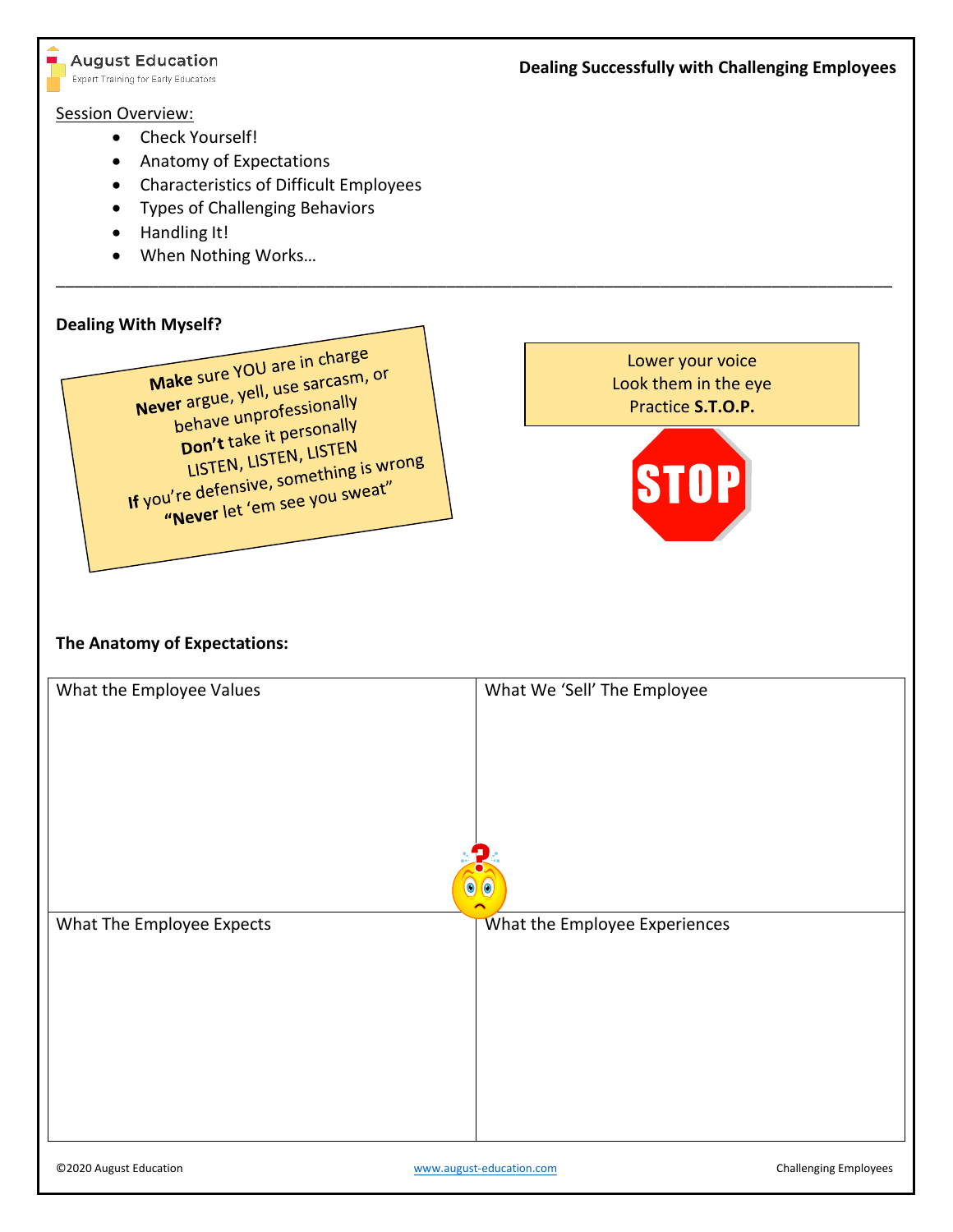**Dealing Successfully with Challenging Employees**

August Education
Expert Training for Early Educators

Session Overview:

- Check Yourself!
- Anatomy of Expectations
- Characteristics of Difficult Employees
- Types of Challenging Behaviors
- Handling It!
- When Nothing Works…

---

**Dealing With Myself?**

**Make** sure YOU are in charge
**Never** argue, yell, use sarcasm, or behave unprofessionally
**Don't** take it personally
LISTEN, LISTEN, LISTEN
**If** you're defensive, something is wrong
**"Never** let 'em see you sweat"

Lower your voice
Look them in the eye
Practice **S.T.O.P.**

STOP

**The Anatomy of Expectations:**

| What the Employee Values | What We 'Sell' The Employee |
|---|---|
| What The Employee Expects | What the Employee Experiences |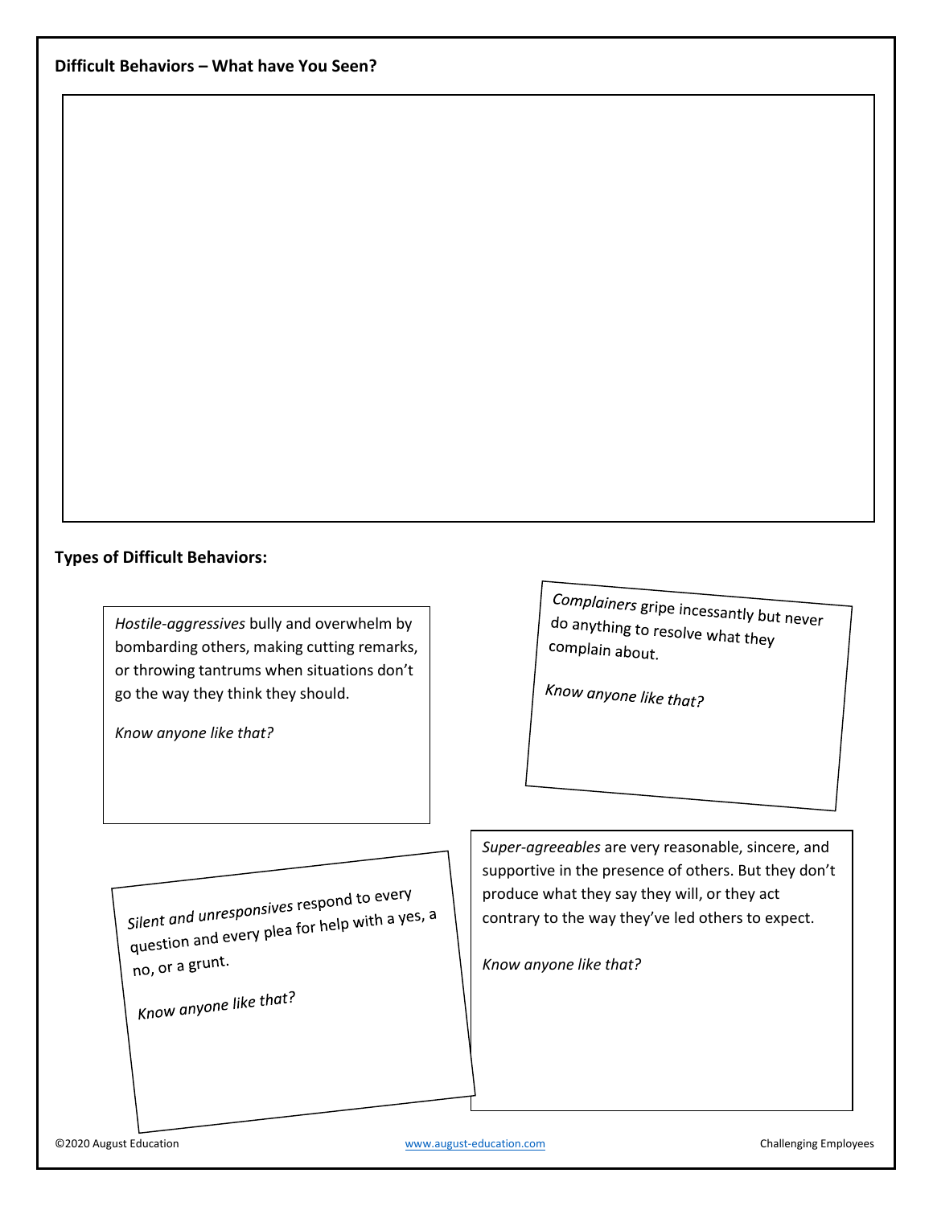**Difficult Behaviors – What have You Seen?**

**Types of Difficult Behaviors:**

*Hostile-aggressives* bully and overwhelm by bombarding others, making cutting remarks, or throwing tantrums when situations don't go the way they think they should.

*Know anyone like that?*

*Complainers* gripe incessantly but never do anything to resolve what they complain about.

*Know anyone like that?*

*Silent and unresponsives* respond to every question and every plea for help with a yes, a no, or a grunt.

*Know anyone like that?*

*Super-agreeables* are very reasonable, sincere, and supportive in the presence of others. But they don't produce what they say they will, or they act contrary to the way they've led others to expect.

*Know anyone like that?*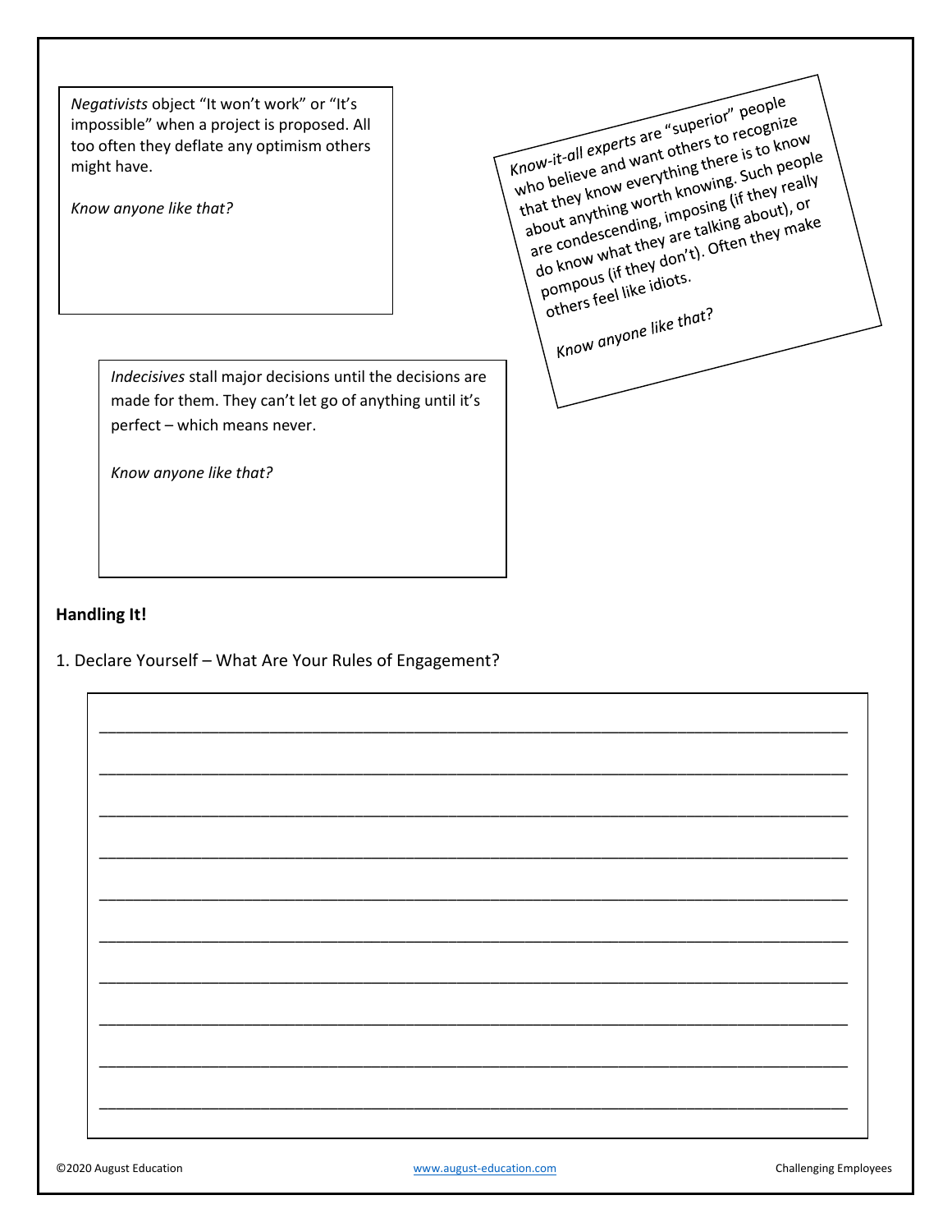*Negativists* object “It won’t work” or “It’s impossible” when a project is proposed. All too often they deflate any optimism others might have.

*Know anyone like that?*

*Know-it-all experts* are “superior” people who believe and want others to recognize that they know everything there is to know about anything worth knowing. Such people are condescending, imposing (if they really do know what they are talking about), or pompous (if they don’t). Often they make others feel like idiots.

*Know anyone like that?*

*Indecisives* stall major decisions until the decisions are made for them. They can’t let go of anything until it’s perfect – which means never.

*Know anyone like that?*

**Handling It!**

1. Declare Yourself – What Are Your Rules of Engagement?

______________________________________________________________________________

______________________________________________________________________________

______________________________________________________________________________

______________________________________________________________________________

______________________________________________________________________________

______________________________________________________________________________

______________________________________________________________________________

______________________________________________________________________________

______________________________________________________________________________

______________________________________________________________________________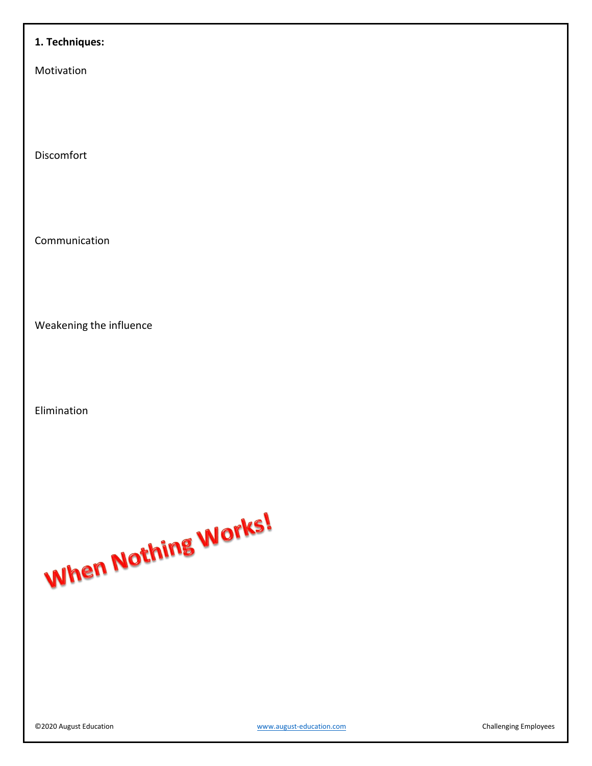**1. Techniques:**

Motivation

Discomfort

Communication

Weakening the influence

Elimination

When Nothing Works!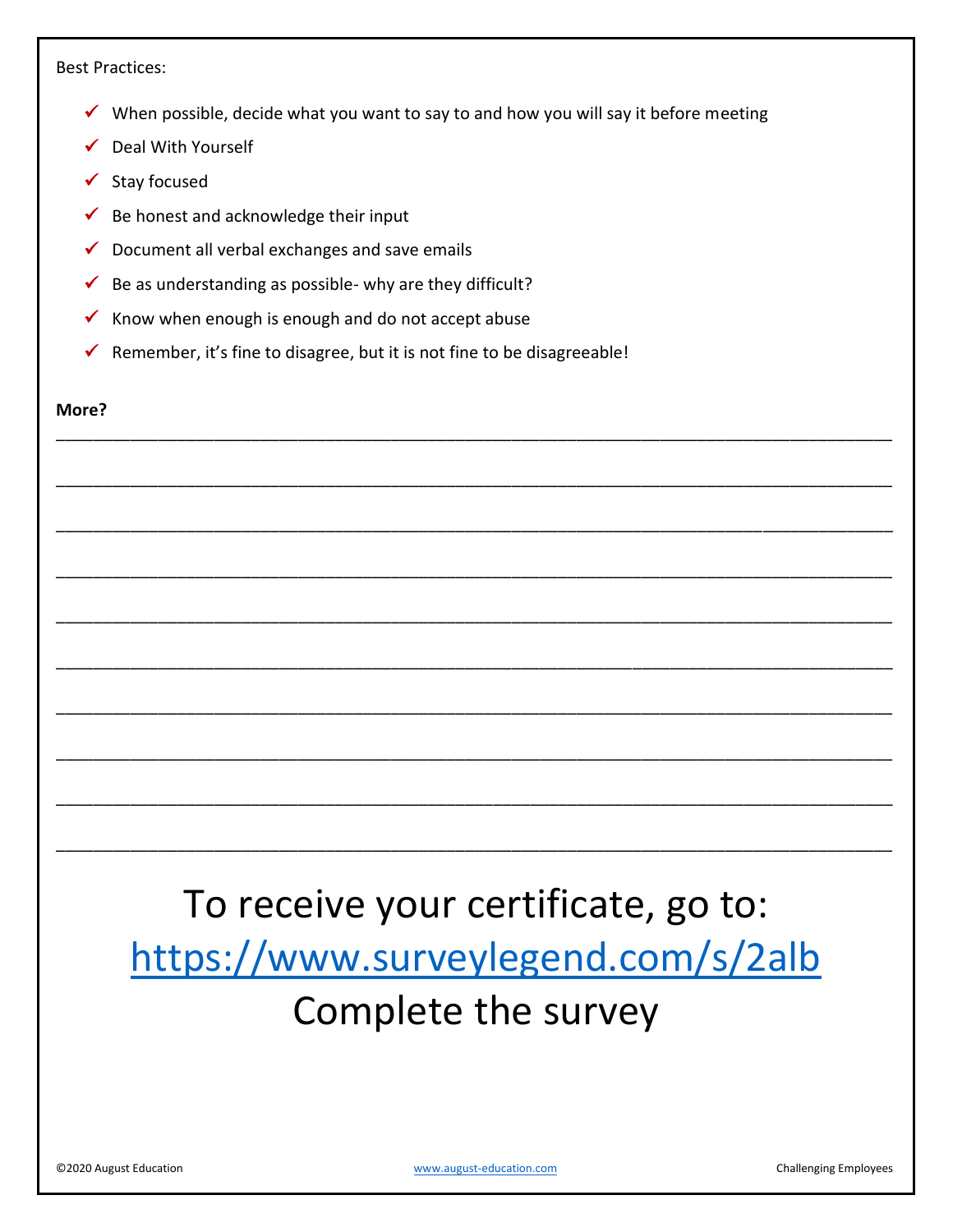Best Practices:

- ✓ When possible, decide what you want to say to and how you will say it before meeting
- ✓ Deal With Yourself
- ✓ Stay focused
- ✓ Be honest and acknowledge their input
- ✓ Document all verbal exchanges and save emails
- ✓ Be as understanding as possible- why are they difficult?
- ✓ Know when enough is enough and do not accept abuse
- ✓ Remember, it's fine to disagree, but it is not fine to be disagreeable!

**More?**

______________________________________________________________________________

______________________________________________________________________________

______________________________________________________________________________

______________________________________________________________________________

______________________________________________________________________________

______________________________________________________________________________

______________________________________________________________________________

______________________________________________________________________________

______________________________________________________________________________

______________________________________________________________________________

# To receive your certificate, go to:

# https://www.surveylegend.com/s/2alb

# Complete the survey

©2020 August Education www.august-education.com Challenging Employees